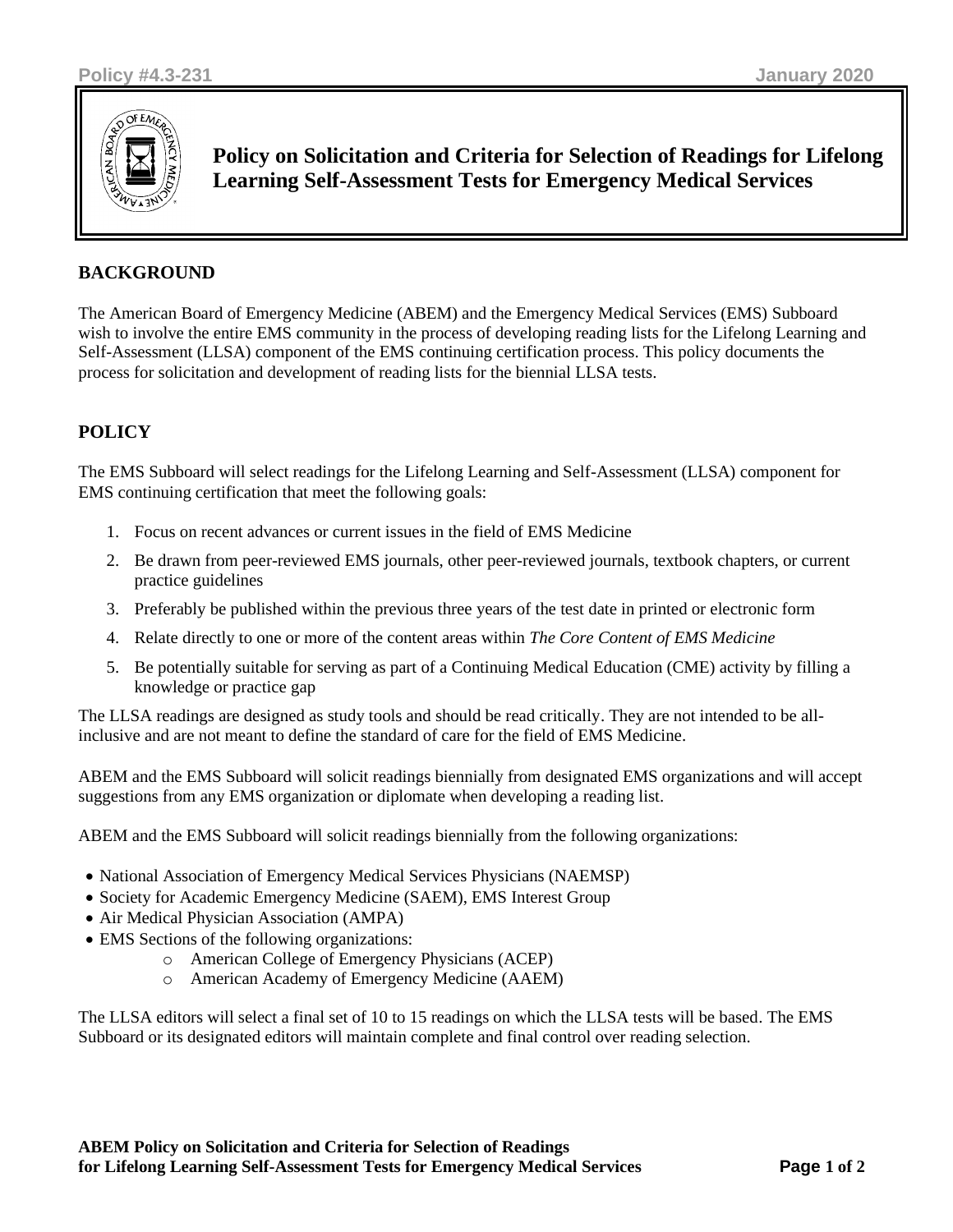Policy #4.3-231 January 2020

# Policy on Solicitation and Criteria for Selection of Readings for Lifelong Learning Self-Assessment Tests for Emergency Medical Services

## BACKGROUND

The American Board of Emergency Medicine (ABEM) and the Emergency Medical Services (EMS) Subboard wish to involve the entire EMS community in the process of developing reading lists for the Lifelong Learning and Self-Assessment (LLSA) component of the EMS continuing certification process. This policy documents the process for solicitation and development of reading lists for the biennial LLSA tests.

## POLICY

The EMS Subboard will select readings for the Lifelong Learning and Self-Assessment (LLSA) component for EMS continuing certification that meet the following goals:

1. Focus on recent advances or current issues in the field of EMS Medicine
2. Be drawn from peer-reviewed EMS journals, other peer-reviewed journals, textbook chapters, or current practice guidelines
3. Preferably be published within the previous three years of the test date in printed or electronic form
4. Relate directly to one or more of the content areas within *The Core Content of EMS Medicine*
5. Be potentially suitable for serving as part of a Continuing Medical Education (CME) activity by filling a knowledge or practice gap

The LLSA readings are designed as study tools and should be read critically. They are not intended to be all-inclusive and are not meant to define the standard of care for the field of EMS Medicine.

ABEM and the EMS Subboard will solicit readings biennially from designated EMS organizations and will accept suggestions from any EMS organization or diplomate when developing a reading list.

ABEM and the EMS Subboard will solicit readings biennially from the following organizations:

- National Association of Emergency Medical Services Physicians (NAEMSP)
- Society for Academic Emergency Medicine (SAEM), EMS Interest Group
- Air Medical Physician Association (AMPA)
- EMS Sections of the following organizations:
  - American College of Emergency Physicians (ACEP)
  - American Academy of Emergency Medicine (AAEM)

The LLSA editors will select a final set of 10 to 15 readings on which the LLSA tests will be based. The EMS Subboard or its designated editors will maintain complete and final control over reading selection.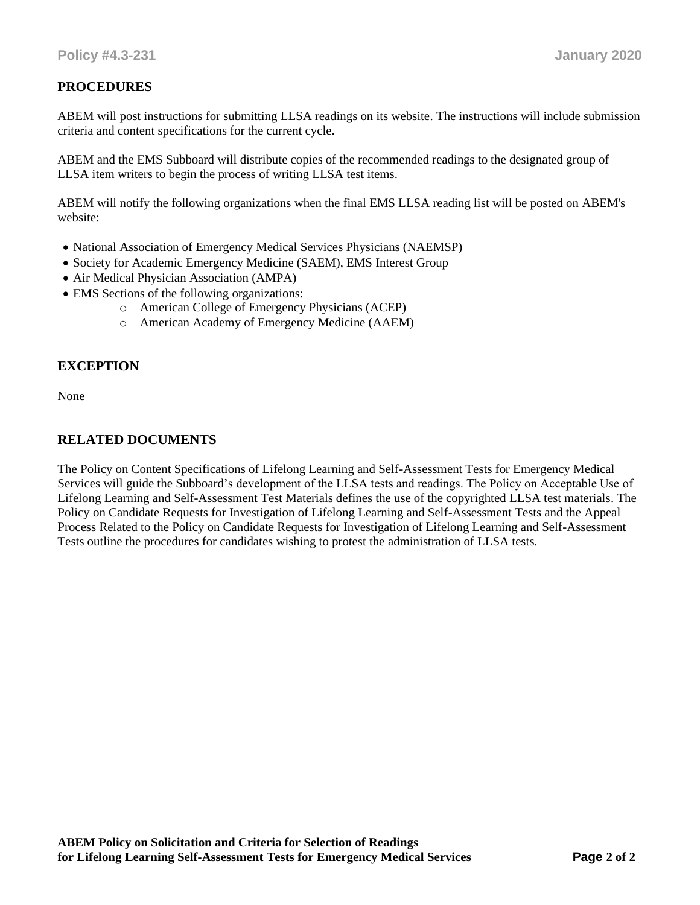## PROCEDURES

ABEM will post instructions for submitting LLSA readings on its website. The instructions will include submission criteria and content specifications for the current cycle.

ABEM and the EMS Subboard will distribute copies of the recommended readings to the designated group of LLSA item writers to begin the process of writing LLSA test items.

ABEM will notify the following organizations when the final EMS LLSA reading list will be posted on ABEM's website:

- National Association of Emergency Medical Services Physicians (NAEMSP)
- Society for Academic Emergency Medicine (SAEM), EMS Interest Group
- Air Medical Physician Association (AMPA)
- EMS Sections of the following organizations:
    - American College of Emergency Physicians (ACEP)
    - American Academy of Emergency Medicine (AAEM)

## EXCEPTION

None

## RELATED DOCUMENTS

The Policy on Content Specifications of Lifelong Learning and Self-Assessment Tests for Emergency Medical Services will guide the Subboard's development of the LLSA tests and readings. The Policy on Acceptable Use of Lifelong Learning and Self-Assessment Test Materials defines the use of the copyrighted LLSA test materials. The Policy on Candidate Requests for Investigation of Lifelong Learning and Self-Assessment Tests and the Appeal Process Related to the Policy on Candidate Requests for Investigation of Lifelong Learning and Self-Assessment Tests outline the procedures for candidates wishing to protest the administration of LLSA tests.